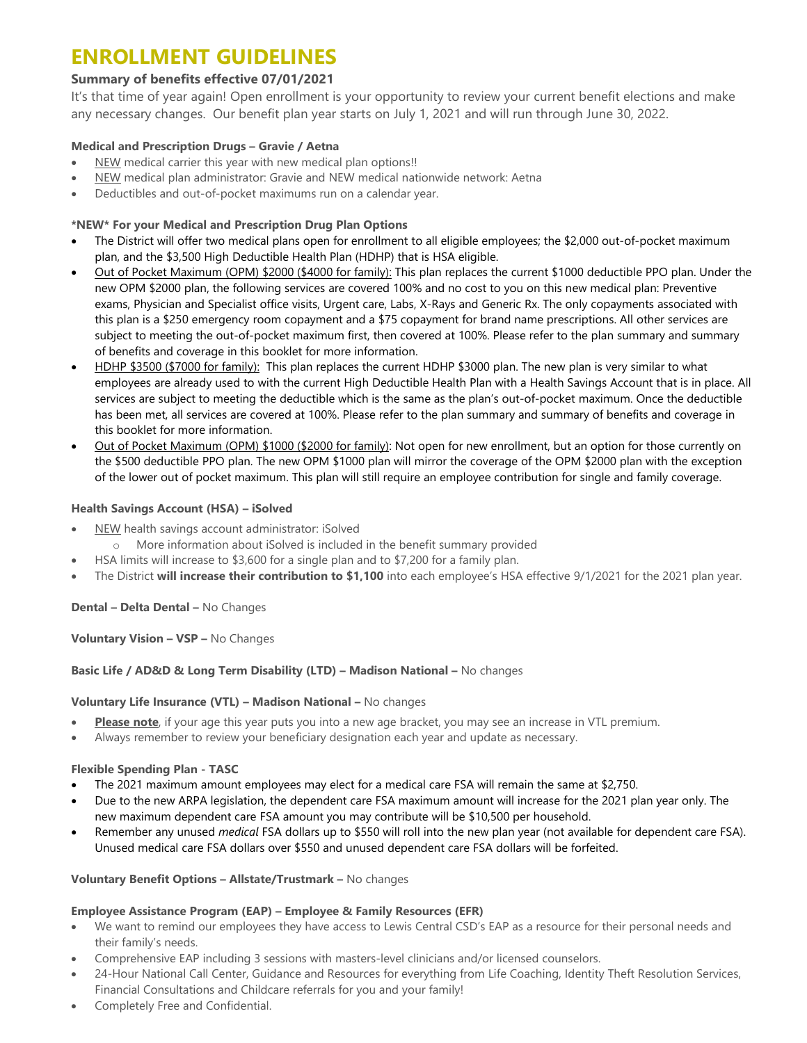# ENROLLMENT GUIDELINES

### Summary of benefits effective 07/01/2021

It's that time of year again! Open enrollment is your opportunity to review your current benefit elections and make any necessary changes. Our benefit plan year starts on July 1, 2021 and will run through June 30, 2022.

**Medical and Prescription Drugs – Gravie / Aetna**

- NEW medical carrier this year with new medical plan options!!
- NEW medical plan administrator: Gravie and NEW medical nationwide network: Aetna
- Deductibles and out-of-pocket maximums run on a calendar year.

**\*NEW\* For your Medical and Prescription Drug Plan Options**

- The District will offer two medical plans open for enrollment to all eligible employees; the $2,000 out-of-pocket maximum plan, and the $3,500 High Deductible Health Plan (HDHP) that is HSA eligible.
- Out of Pocket Maximum (OPM) $2000 ($4000 for family): This plan replaces the current $1000 deductible PPO plan. Under the new OPM $2000 plan, the following services are covered 100% and no cost to you on this new medical plan: Preventive exams, Physician and Specialist office visits, Urgent care, Labs, X-Rays and Generic Rx. The only copayments associated with this plan is a $250 emergency room copayment and a $75 copayment for brand name prescriptions. All other services are subject to meeting the out-of-pocket maximum first, then covered at 100%. Please refer to the plan summary and summary of benefits and coverage in this booklet for more information.
- HDHP $3500 ($7000 for family): This plan replaces the current HDHP $3000 plan. The new plan is very similar to what employees are already used to with the current High Deductible Health Plan with a Health Savings Account that is in place. All services are subject to meeting the deductible which is the same as the plan's out-of-pocket maximum. Once the deductible has been met, all services are covered at 100%. Please refer to the plan summary and summary of benefits and coverage in this booklet for more information.
- Out of Pocket Maximum (OPM) $1000 ($2000 for family): Not open for new enrollment, but an option for those currently on the $500 deductible PPO plan. The new OPM $1000 plan will mirror the coverage of the OPM $2000 plan with the exception of the lower out of pocket maximum. This plan will still require an employee contribution for single and family coverage.

**Health Savings Account (HSA) – iSolved**

- NEW health savings account administrator: iSolved
  - More information about iSolved is included in the benefit summary provided
- HSA limits will increase to $3,600 for a single plan and to $7,200 for a family plan.
- The District **will increase their contribution to $1,100** into each employee's HSA effective 9/1/2021 for the 2021 plan year.

**Dental – Delta Dental –** No Changes

**Voluntary Vision – VSP –** No Changes

**Basic Life / AD&D & Long Term Disability (LTD) – Madison National –** No changes

**Voluntary Life Insurance (VTL) – Madison National –** No changes

- **Please note**, if your age this year puts you into a new age bracket, you may see an increase in VTL premium.
- Always remember to review your beneficiary designation each year and update as necessary.

**Flexible Spending Plan - TASC**

- The 2021 maximum amount employees may elect for a medical care FSA will remain the same at $2,750.
- Due to the new ARPA legislation, the dependent care FSA maximum amount will increase for the 2021 plan year only. The new maximum dependent care FSA amount you may contribute will be $10,500 per household.
- Remember any unused *medical* FSA dollars up to $550 will roll into the new plan year (not available for dependent care FSA). Unused medical care FSA dollars over $550 and unused dependent care FSA dollars will be forfeited.

**Voluntary Benefit Options – Allstate/Trustmark –** No changes

**Employee Assistance Program (EAP) – Employee & Family Resources (EFR)**

- We want to remind our employees they have access to Lewis Central CSD's EAP as a resource for their personal needs and their family's needs.
- Comprehensive EAP including 3 sessions with masters-level clinicians and/or licensed counselors.
- 24-Hour National Call Center, Guidance and Resources for everything from Life Coaching, Identity Theft Resolution Services, Financial Consultations and Childcare referrals for you and your family!
- Completely Free and Confidential.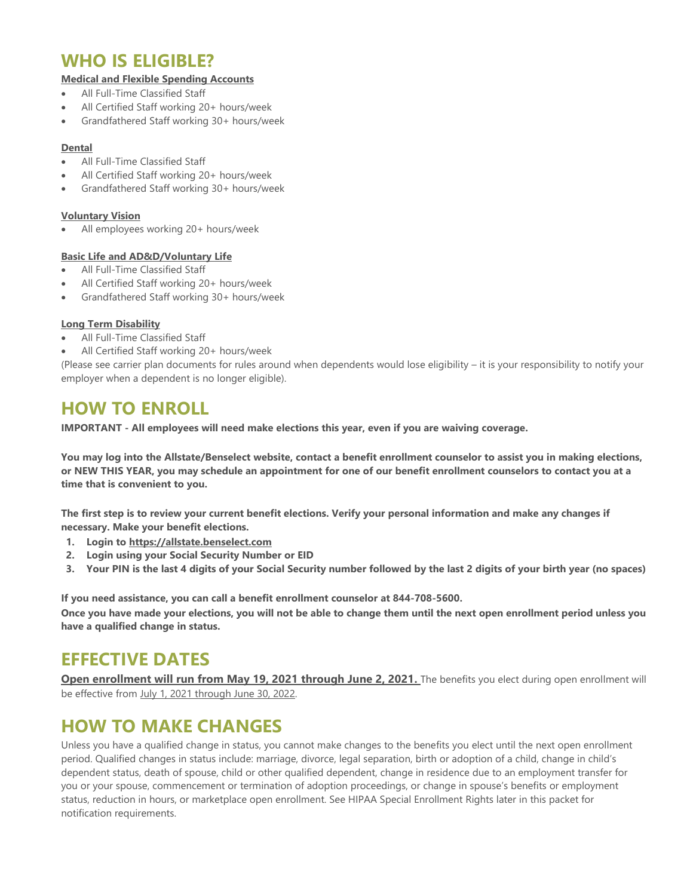# WHO IS ELIGIBLE?

**Medical and Flexible Spending Accounts**

- All Full-Time Classified Staff
- All Certified Staff working 20+ hours/week
- Grandfathered Staff working 30+ hours/week

**Dental**

- All Full-Time Classified Staff
- All Certified Staff working 20+ hours/week
- Grandfathered Staff working 30+ hours/week

**Voluntary Vision**

- All employees working 20+ hours/week

**Basic Life and AD&D/Voluntary Life**

- All Full-Time Classified Staff
- All Certified Staff working 20+ hours/week
- Grandfathered Staff working 30+ hours/week

**Long Term Disability**

- All Full-Time Classified Staff
- All Certified Staff working 20+ hours/week

(Please see carrier plan documents for rules around when dependents would lose eligibility – it is your responsibility to notify your employer when a dependent is no longer eligible).

# HOW TO ENROLL

**IMPORTANT - All employees will need make elections this year, even if you are waiving coverage.**

**You may log into the Allstate/Benselect website, contact a benefit enrollment counselor to assist you in making elections, or NEW THIS YEAR, you may schedule an appointment for one of our benefit enrollment counselors to contact you at a time that is convenient to you.**

**The first step is to review your current benefit elections. Verify your personal information and make any changes if necessary. Make your benefit elections.**

1. **Login to https://allstate.benselect.com**
2. **Login using your Social Security Number or EID**
3. **Your PIN is the last 4 digits of your Social Security number followed by the last 2 digits of your birth year (no spaces)**

**If you need assistance, you can call a benefit enrollment counselor at 844-708-5600.**

**Once you have made your elections, you will not be able to change them until the next open enrollment period unless you have a qualified change in status.**

# EFFECTIVE DATES

**Open enrollment will run from May 19, 2021 through June 2, 2021.** The benefits you elect during open enrollment will be effective from July 1, 2021 through June 30, 2022.

# HOW TO MAKE CHANGES

Unless you have a qualified change in status, you cannot make changes to the benefits you elect until the next open enrollment period. Qualified changes in status include: marriage, divorce, legal separation, birth or adoption of a child, change in child's dependent status, death of spouse, child or other qualified dependent, change in residence due to an employment transfer for you or your spouse, commencement or termination of adoption proceedings, or change in spouse's benefits or employment status, reduction in hours, or marketplace open enrollment. See HIPAA Special Enrollment Rights later in this packet for notification requirements.